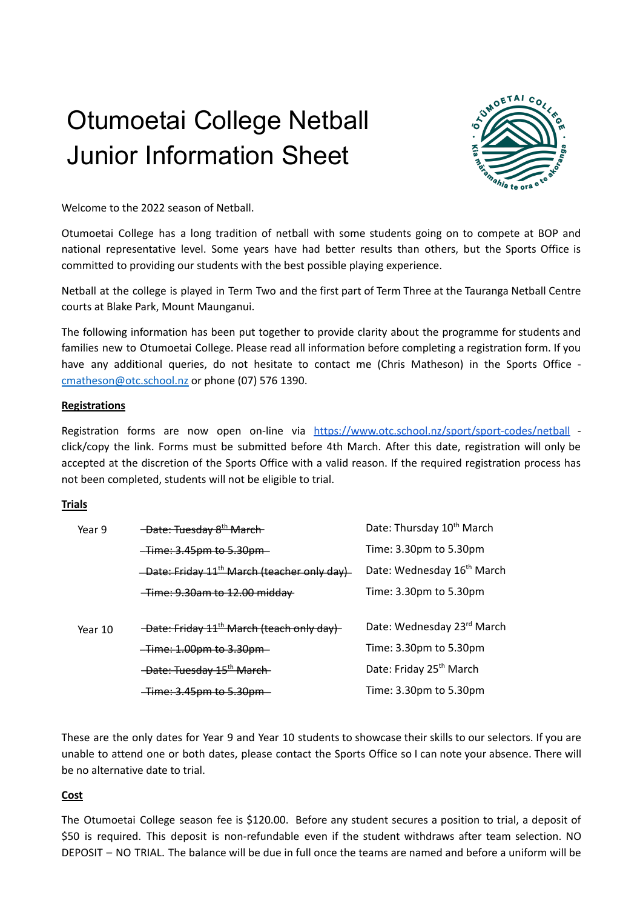# Otumoetai College Netball Junior Information Sheet

Welcome to the 2022 season of Netball.

Otumoetai College has a long tradition of netball with some students going on to compete at BOP and national representative level. Some years have had better results than others, but the Sports Office is committed to providing our students with the best possible playing experience.

Netball at the college is played in Term Two and the first part of Term Three at the Tauranga Netball Centre courts at Blake Park, Mount Maunganui.

The following information has been put together to provide clarity about the programme for students and families new to Otumoetai College. Please read all information before completing a registration form. If you have any additional queries, do not hesitate to contact me (Chris Matheson) in the Sports Office - cmatheson@otc.school.nz or phone (07) 576 1390.

**Registrations**

Registration forms are now open on-line via https://www.otc.school.nz/sport/sport-codes/netball - click/copy the link. Forms must be submitted before 4th March. After this date, registration will only be accepted at the discretion of the Sports Office with a valid reason. If the required registration process has not been completed, students will not be eligible to trial.

**Trials**

| | | |
|---|---|---|
| Year 9 | ~~Date: Tuesday 8th March~~ | Date: Thursday 10th March |
| | ~~Time: 3.45pm to 5.30pm~~ | Time: 3.30pm to 5.30pm |
| | ~~Date: Friday 11th March (teacher only day)~~ | Date: Wednesday 16th March |
| | ~~Time: 9.30am to 12.00 midday~~ | Time: 3.30pm to 5.30pm |
| Year 10 | ~~Date: Friday 11th March (teach only day)~~ | Date: Wednesday 23rd March |
| | ~~Time: 1.00pm to 3.30pm~~ | Time: 3.30pm to 5.30pm |
| | ~~Date: Tuesday 15th March~~ | Date: Friday 25th March |
| | ~~Time: 3.45pm to 5.30pm~~ | Time: 3.30pm to 5.30pm |

These are the only dates for Year 9 and Year 10 students to showcase their skills to our selectors. If you are unable to attend one or both dates, please contact the Sports Office so I can note your absence. There will be no alternative date to trial.

**Cost**

The Otumoetai College season fee is $120.00. Before any student secures a position to trial, a deposit of $50 is required. This deposit is non-refundable even if the student withdraws after team selection. NO DEPOSIT – NO TRIAL. The balance will be due in full once the teams are named and before a uniform will be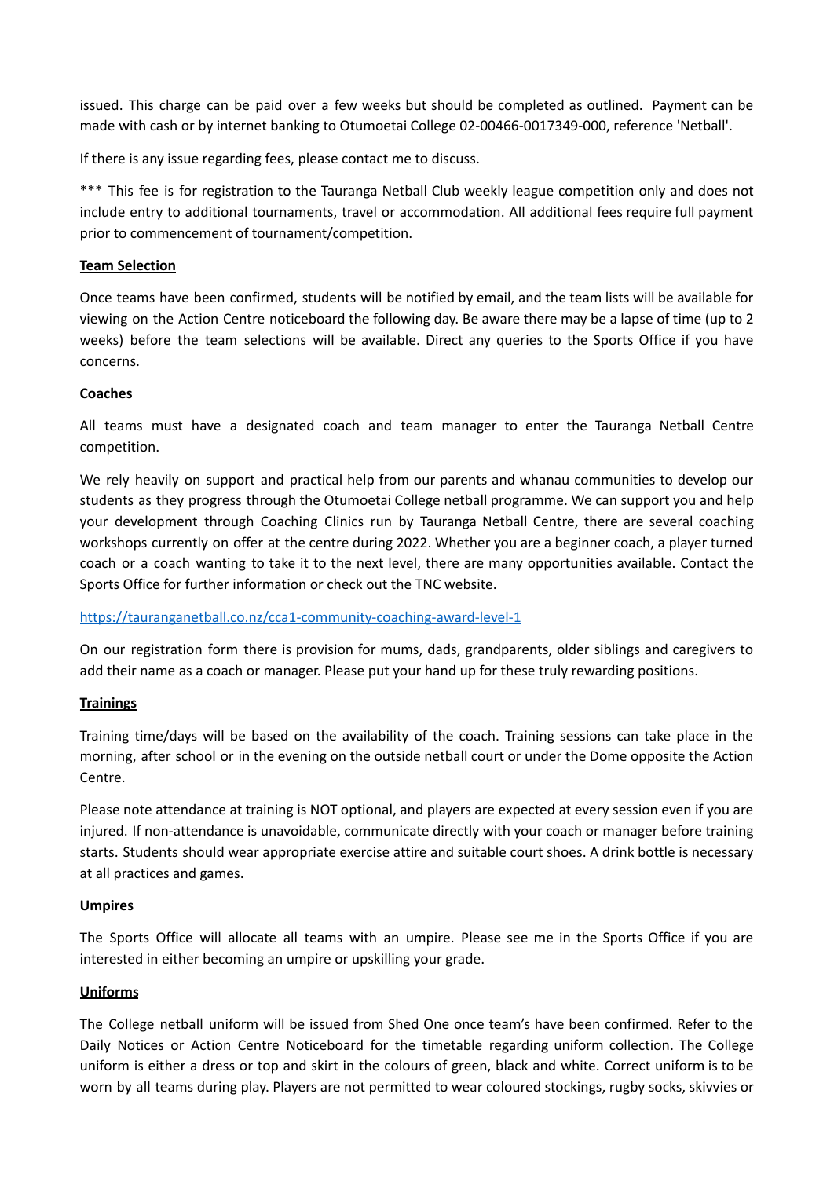issued. This charge can be paid over a few weeks but should be completed as outlined. Payment can be made with cash or by internet banking to Otumoetai College 02-00466-0017349-000, reference 'Netball'.

If there is any issue regarding fees, please contact me to discuss.

*** This fee is for registration to the Tauranga Netball Club weekly league competition only and does not include entry to additional tournaments, travel or accommodation. All additional fees require full payment prior to commencement of tournament/competition.

**Team Selection**

Once teams have been confirmed, students will be notified by email, and the team lists will be available for viewing on the Action Centre noticeboard the following day. Be aware there may be a lapse of time (up to 2 weeks) before the team selections will be available. Direct any queries to the Sports Office if you have concerns.

**Coaches**

All teams must have a designated coach and team manager to enter the Tauranga Netball Centre competition.

We rely heavily on support and practical help from our parents and whanau communities to develop our students as they progress through the Otumoetai College netball programme. We can support you and help your development through Coaching Clinics run by Tauranga Netball Centre, there are several coaching workshops currently on offer at the centre during 2022. Whether you are a beginner coach, a player turned coach or a coach wanting to take it to the next level, there are many opportunities available. Contact the Sports Office for further information or check out the TNC website.

https://tauranganetball.co.nz/cca1-community-coaching-award-level-1

On our registration form there is provision for mums, dads, grandparents, older siblings and caregivers to add their name as a coach or manager. Please put your hand up for these truly rewarding positions.

**Trainings**

Training time/days will be based on the availability of the coach. Training sessions can take place in the morning, after school or in the evening on the outside netball court or under the Dome opposite the Action Centre.

Please note attendance at training is NOT optional, and players are expected at every session even if you are injured. If non-attendance is unavoidable, communicate directly with your coach or manager before training starts. Students should wear appropriate exercise attire and suitable court shoes. A drink bottle is necessary at all practices and games.

**Umpires**

The Sports Office will allocate all teams with an umpire. Please see me in the Sports Office if you are interested in either becoming an umpire or upskilling your grade.

**Uniforms**

The College netball uniform will be issued from Shed One once team's have been confirmed. Refer to the Daily Notices or Action Centre Noticeboard for the timetable regarding uniform collection. The College uniform is either a dress or top and skirt in the colours of green, black and white. Correct uniform is to be worn by all teams during play. Players are not permitted to wear coloured stockings, rugby socks, skivvies or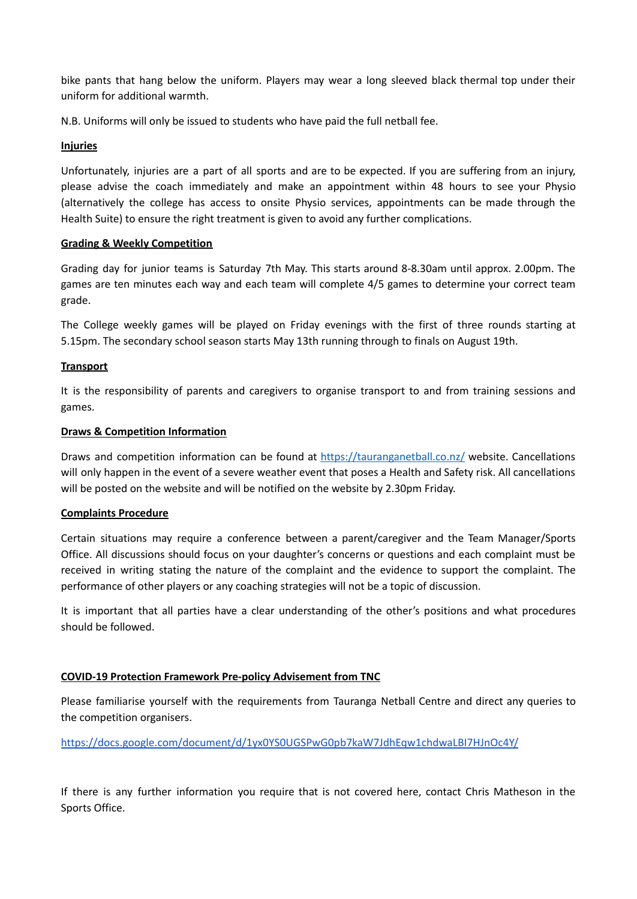bike pants that hang below the uniform. Players may wear a long sleeved black thermal top under their uniform for additional warmth.

N.B. Uniforms will only be issued to students who have paid the full netball fee.

**Injuries**

Unfortunately, injuries are a part of all sports and are to be expected. If you are suffering from an injury, please advise the coach immediately and make an appointment within 48 hours to see your Physio (alternatively the college has access to onsite Physio services, appointments can be made through the Health Suite) to ensure the right treatment is given to avoid any further complications.

**Grading & Weekly Competition**

Grading day for junior teams is Saturday 7th May. This starts around 8-8.30am until approx. 2.00pm. The games are ten minutes each way and each team will complete 4/5 games to determine your correct team grade.

The College weekly games will be played on Friday evenings with the first of three rounds starting at 5.15pm. The secondary school season starts May 13th running through to finals on August 19th.

**Transport**

It is the responsibility of parents and caregivers to organise transport to and from training sessions and games.

**Draws & Competition Information**

Draws and competition information can be found at [https://tauranganetball.co.nz/](https://tauranganetball.co.nz/) website. Cancellations will only happen in the event of a severe weather event that poses a Health and Safety risk. All cancellations will be posted on the website and will be notified on the website by 2.30pm Friday.

**Complaints Procedure**

Certain situations may require a conference between a parent/caregiver and the Team Manager/Sports Office. All discussions should focus on your daughter's concerns or questions and each complaint must be received in writing stating the nature of the complaint and the evidence to support the complaint. The performance of other players or any coaching strategies will not be a topic of discussion.

It is important that all parties have a clear understanding of the other's positions and what procedures should be followed.

**COVID-19 Protection Framework Pre-policy Advisement from TNC**

Please familiarise yourself with the requirements from Tauranga Netball Centre and direct any queries to the competition organisers.

[https://docs.google.com/document/d/1yx0YS0UGSPwG0pb7kaW7JdhEqw1chdwaLBI7HJnOc4Y/](https://docs.google.com/document/d/1yx0YS0UGSPwG0pb7kaW7JdhEqw1chdwaLBI7HJnOc4Y/)

If there is any further information you require that is not covered here, contact Chris Matheson in the Sports Office.